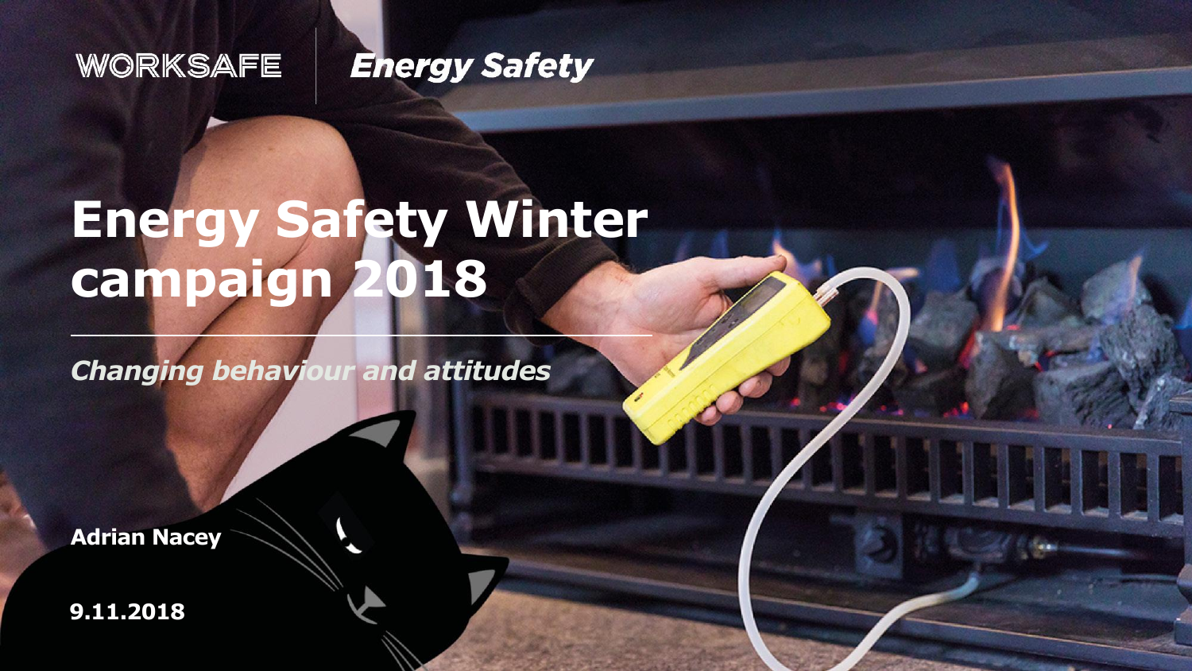WORKSAFE | Energy Safety

# Energy Safety Winter campaign 2018

***Changing behaviour and attitudes***

**Adrian Nacey**

**9.11.2018**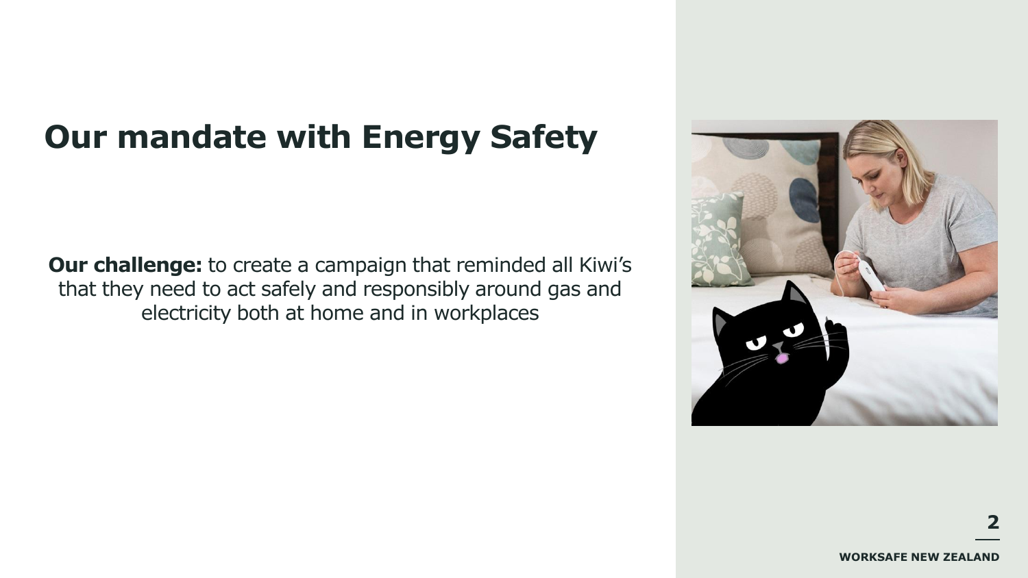# Our mandate with Energy Safety

**Our challenge:** to create a campaign that reminded all Kiwi's that they need to act safely and responsibly around gas and electricity both at home and in workplaces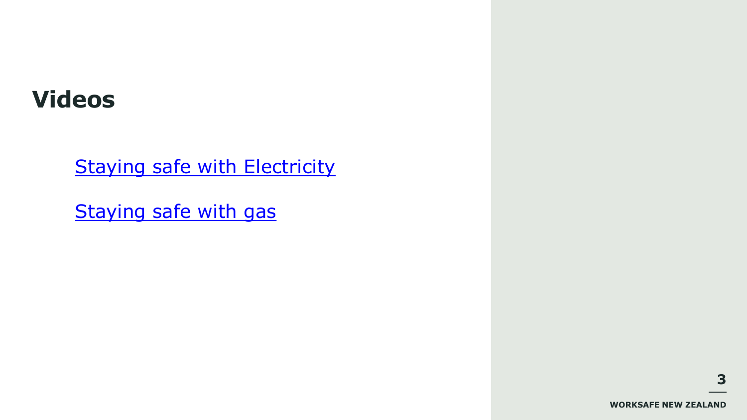# Videos

Staying safe with Electricity

Staying safe with gas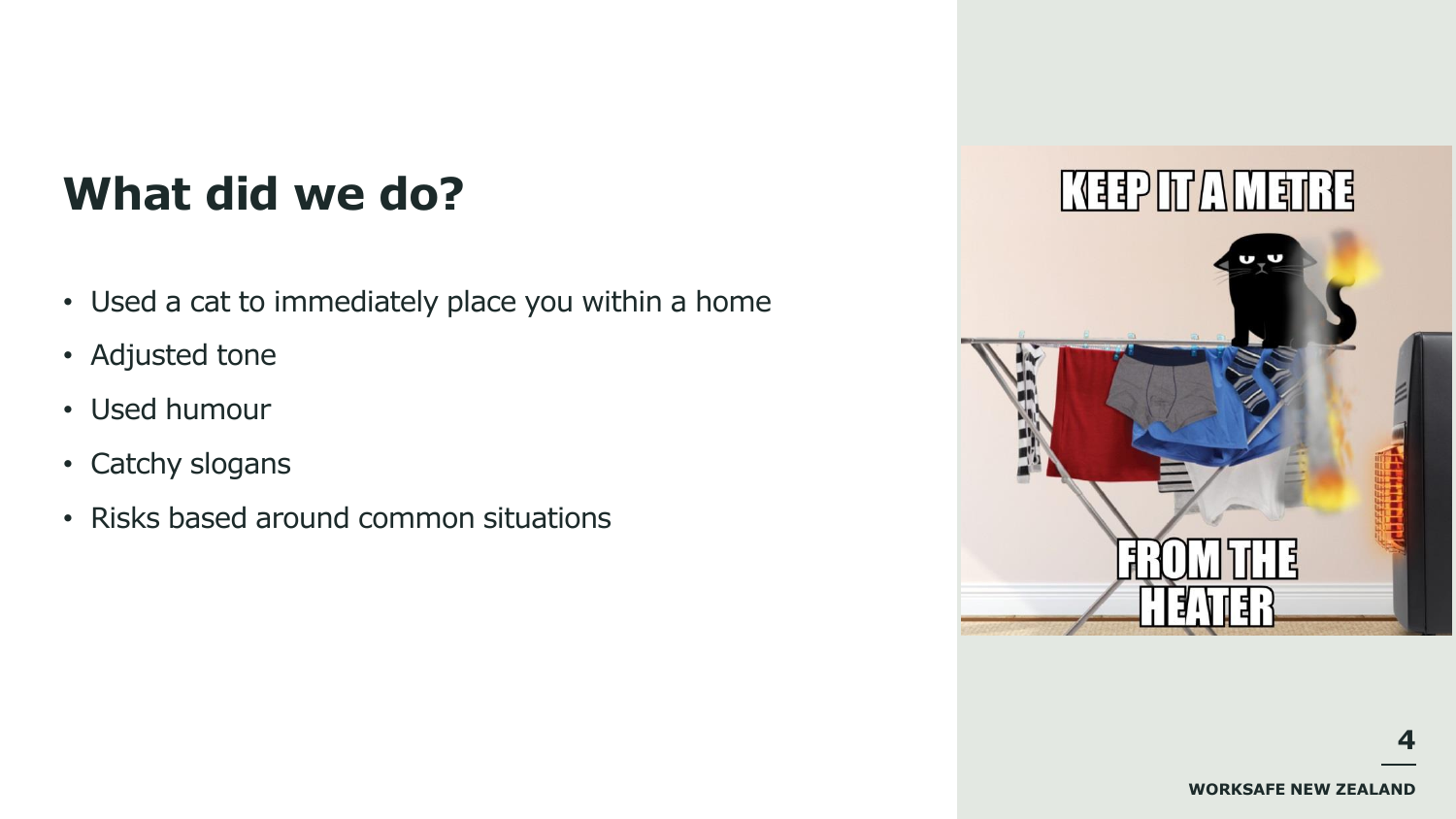# What did we do?

- Used a cat to immediately place you within a home
- Adjusted tone
- Used humour
- Catchy slogans
- Risks based around common situations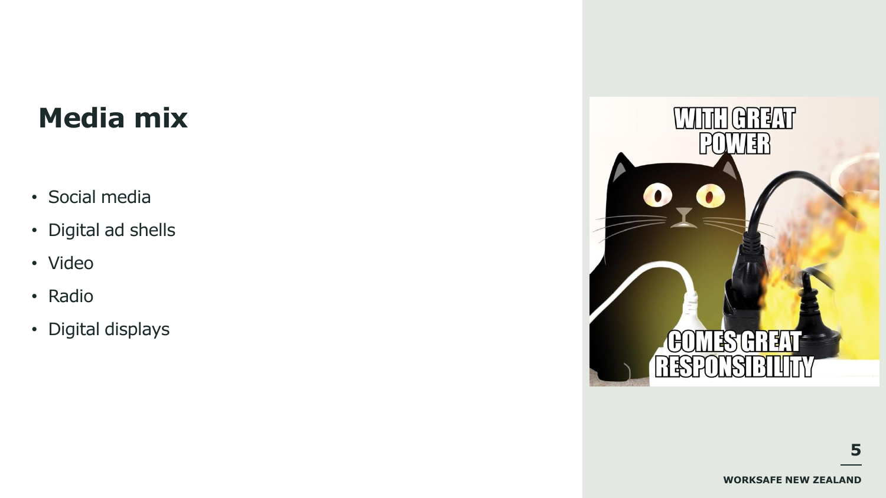# Media mix

- Social media
- Digital ad shells
- Video
- Radio
- Digital displays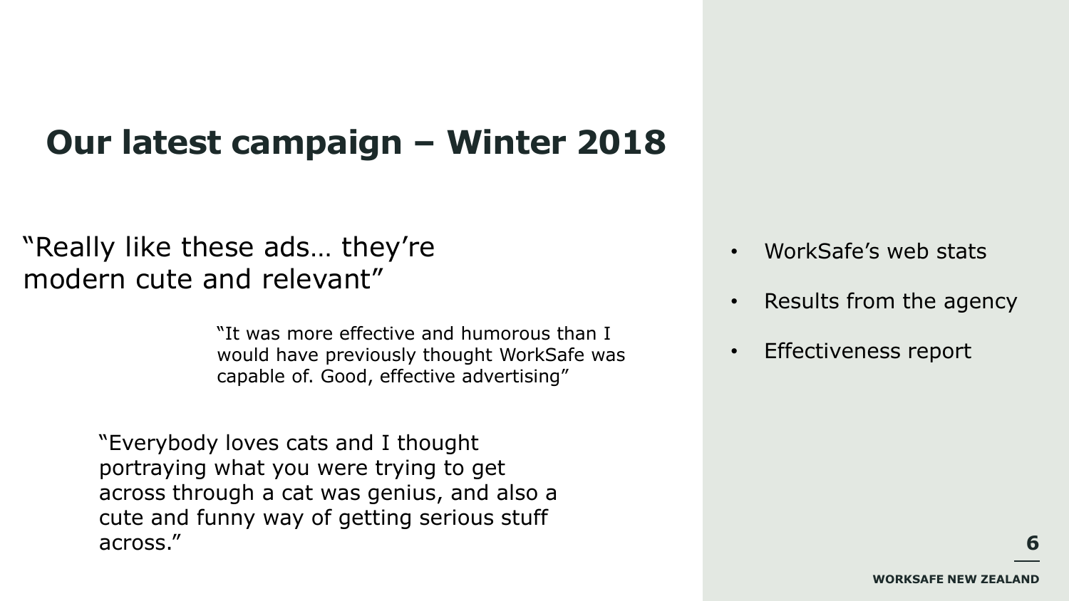# Our latest campaign – Winter 2018

"Really like these ads… they're modern cute and relevant"

"It was more effective and humorous than I would have previously thought WorkSafe was capable of. Good, effective advertising"

"Everybody loves cats and I thought portraying what you were trying to get across through a cat was genius, and also a cute and funny way of getting serious stuff across."

- WorkSafe's web stats
- Results from the agency
- Effectiveness report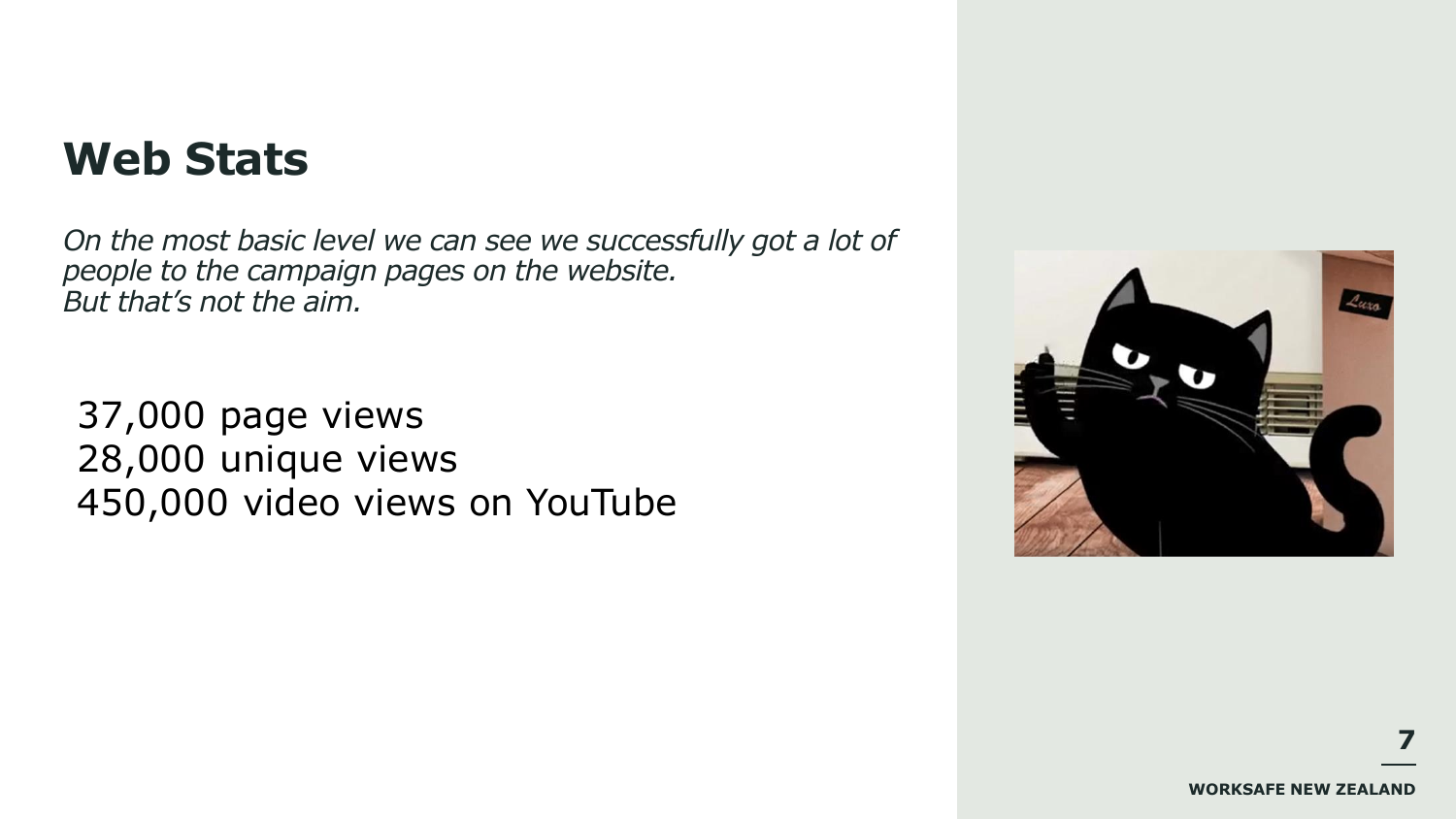# Web Stats

*On the most basic level we can see we successfully got a lot of people to the campaign pages on the website.*
*But that's not the aim.*

37,000 page views
28,000 unique views
450,000 video views on YouTube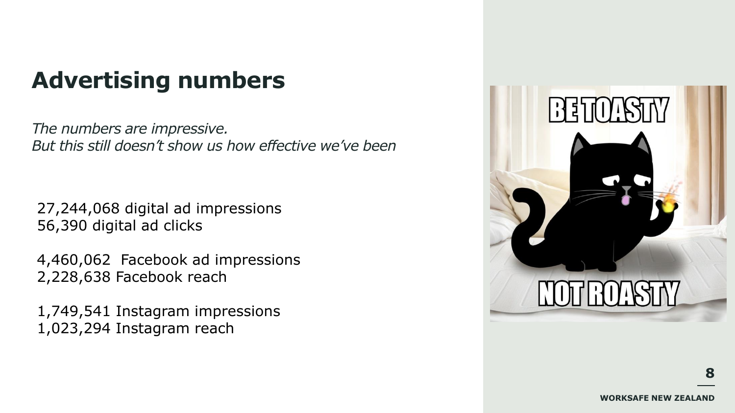# Advertising numbers

*The numbers are impressive.*
*But this still doesn't show us how effective we've been*

27,244,068 digital ad impressions
56,390 digital ad clicks

4,460,062 Facebook ad impressions
2,228,638 Facebook reach

1,749,541 Instagram impressions
1,023,294 Instagram reach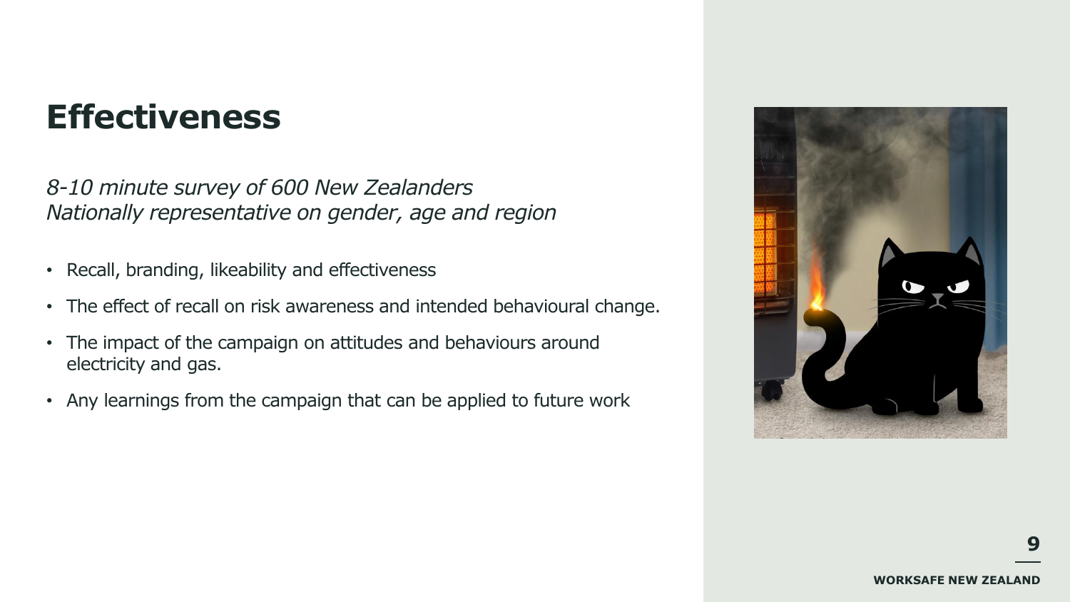# Effectiveness

*8-10 minute survey of 600 New Zealanders*
*Nationally representative on gender, age and region*

- Recall, branding, likeability and effectiveness
- The effect of recall on risk awareness and intended behavioural change.
- The impact of the campaign on attitudes and behaviours around electricity and gas.
- Any learnings from the campaign that can be applied to future work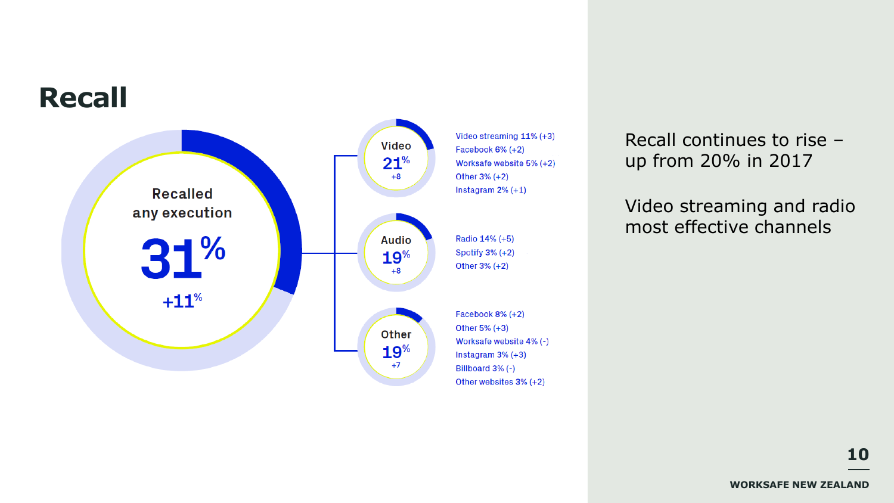# Recall

Recalled any execution

**31%**

+11%

**Video**
21%
+8

- Video streaming 11% (+3)
- Facebook 6% (+2)
- Worksafe website 5% (+2)
- Other 3% (+2)
- Instagram 2% (+1)

**Audio**
19%
+8

- Radio 14% (+5)
- Spotify 3% (+2)
- Other 3% (+2)

**Other**
19%
+7

- Facebook 8% (+2)
- Other 5% (+3)
- Worksafe website 4% (-)
- Instagram 3% (+3)
- Billboard 3% (-)
- Other websites 3% (+2)

Recall continues to rise – up from 20% in 2017

Video streaming and radio most effective channels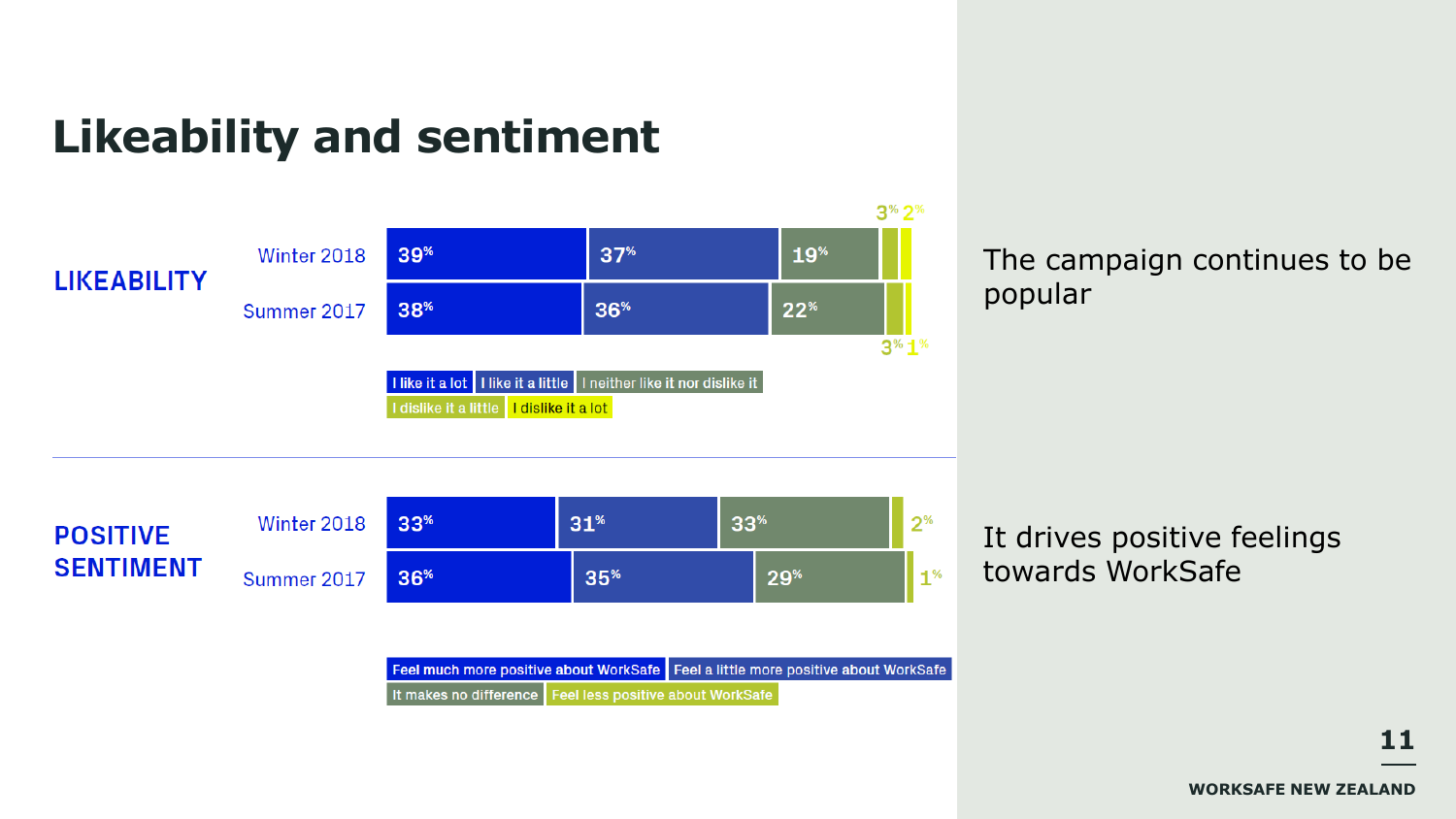# Likeability and sentiment

## LIKEABILITY

| | I like it a lot | I like it a little | I neither like it nor dislike it | I dislike it a little | I dislike it a lot |
|---|---|---|---|---|---|
| Winter 2018 | 39% | 37% | 19% | 3% | 2% |
| Summer 2017 | 38% | 36% | 22% | 3% | 1% |

The campaign continues to be popular

## POSITIVE SENTIMENT

| | Feel much more positive about WorkSafe | Feel a little more positive about WorkSafe | It makes no difference | Feel less positive about WorkSafe |
|---|---|---|---|---|
| Winter 2018 | 33% | 31% | 33% | 2% |
| Summer 2017 | 36% | 35% | 29% | 1% |

It drives positive feelings towards WorkSafe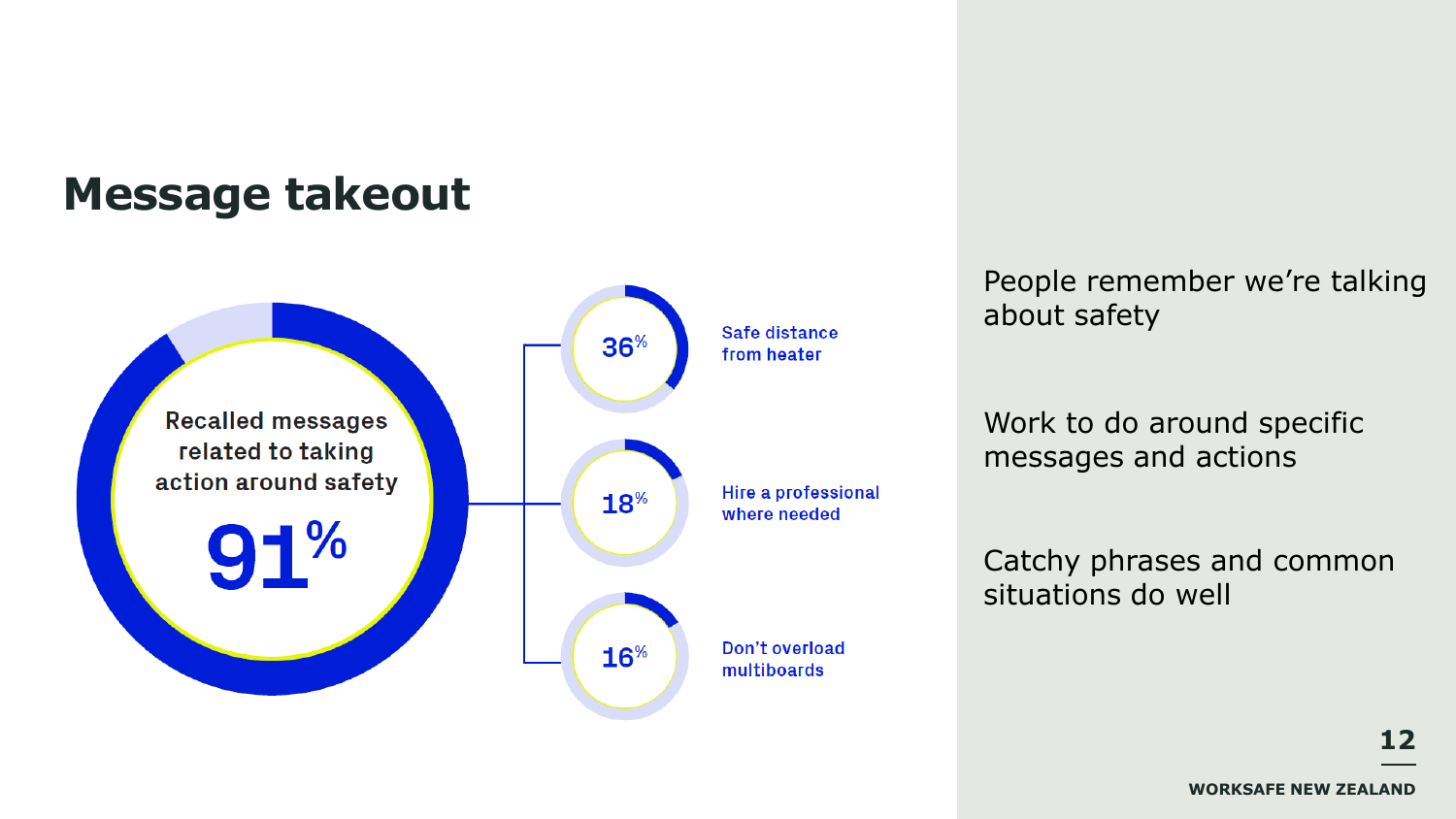# Message takeout

Recalled messages related to taking action around safety

91%

- 36% Safe distance from heater
- 18% Hire a professional where needed
- 16% Don't overload multiboards

People remember we're talking about safety

Work to do around specific messages and actions

Catchy phrases and common situations do well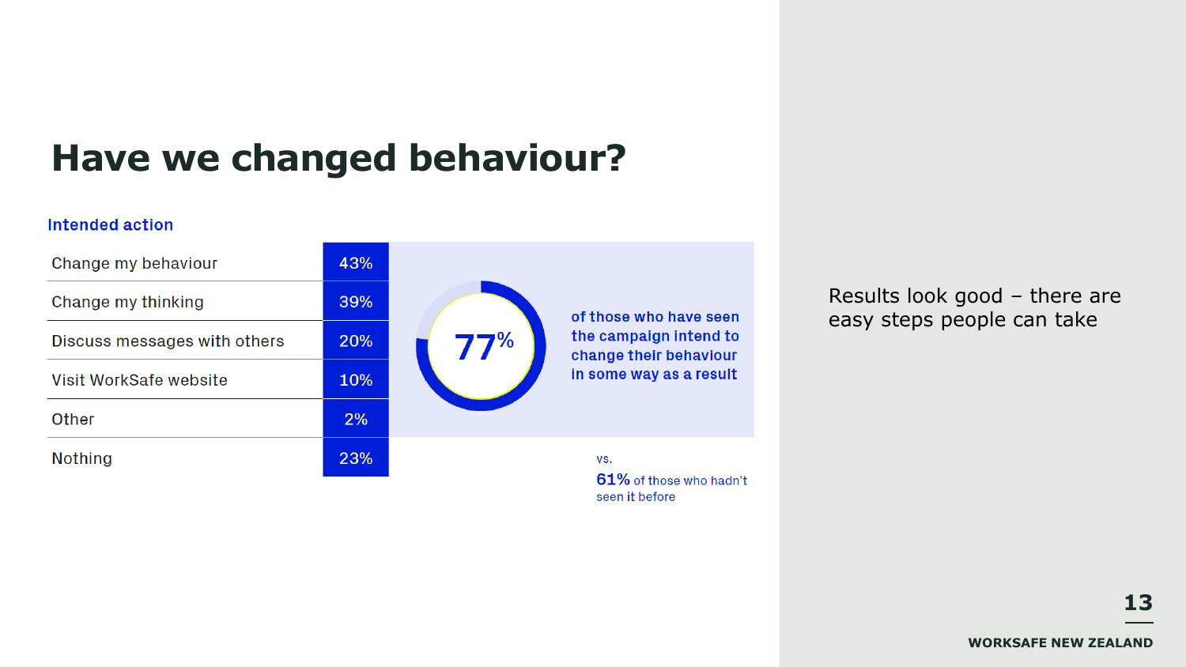# Have we changed behaviour?

**Intended action**

| Intended action | % |
|---|---|
| Change my behaviour | 43% |
| Change my thinking | 39% |
| Discuss messages with others | 20% |
| Visit WorkSafe website | 10% |
| Other | 2% |
| Nothing | 23% |

**77%** of those who have seen the campaign intend to change their behaviour in some way as a result

vs.

**61%** of those who hadn't seen it before

Results look good – there are easy steps people can take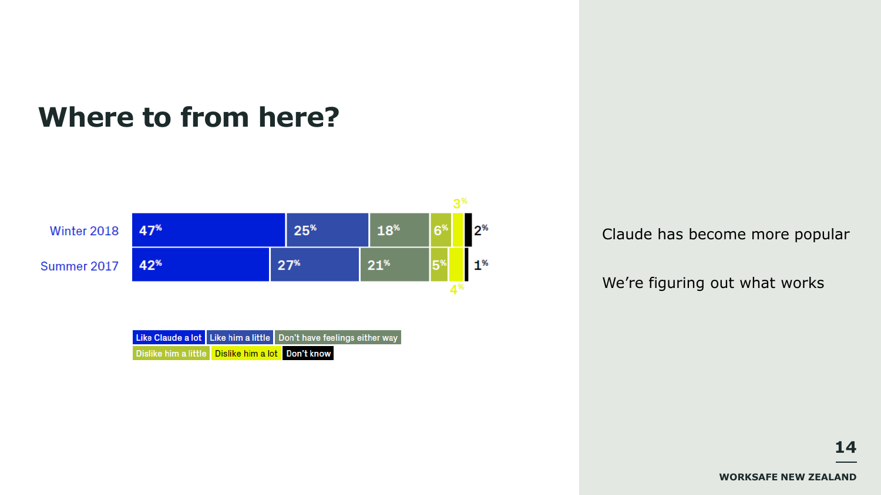# Where to from here?

| | Like Claude a lot | Like him a little | Don't have feelings either way | Dislike him a little | Dislike him a lot | Don't know |
|---|---|---|---|---|---|---|
| Winter 2018 | 47% | 25% | 18% | 6% | 3% | 2% |
| Summer 2017 | 42% | 27% | 21% | 5% | 4% | 1% |

Claude has become more popular

We're figuring out what works

**WORKSAFE NEW ZEALAND**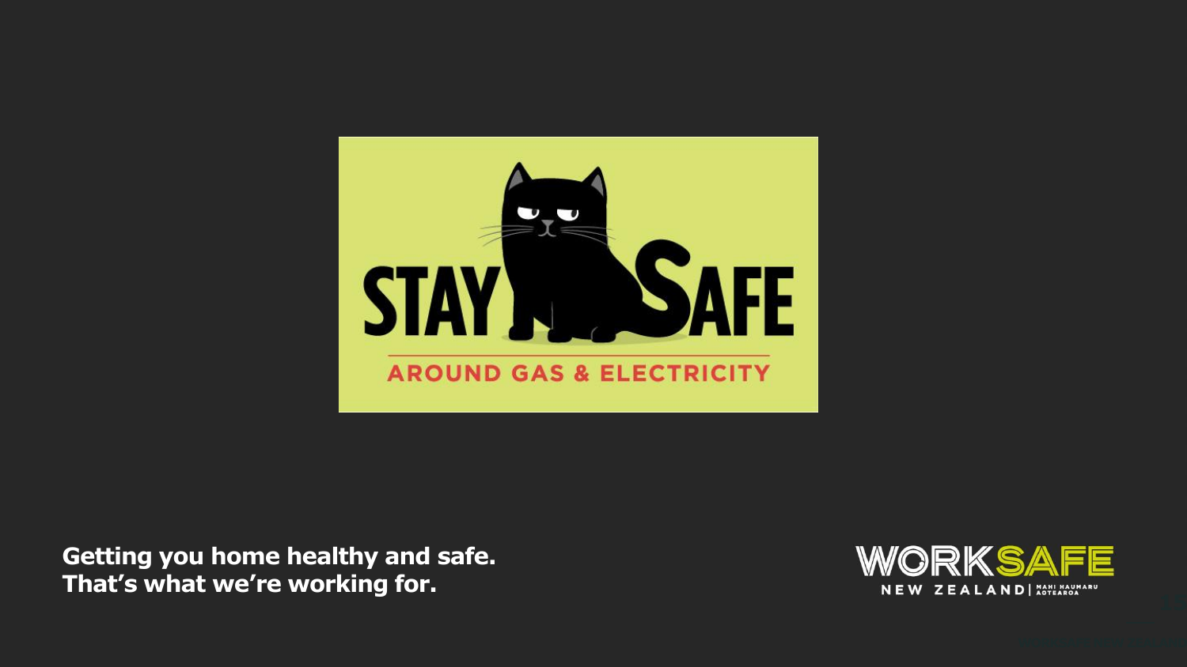STAY SAFE

AROUND GAS & ELECTRICITY

**Getting you home healthy and safe.**
**That's what we're working for.**

WORKSAFE NEW ZEALAND | MAHI HAUMARU AOTEAROA